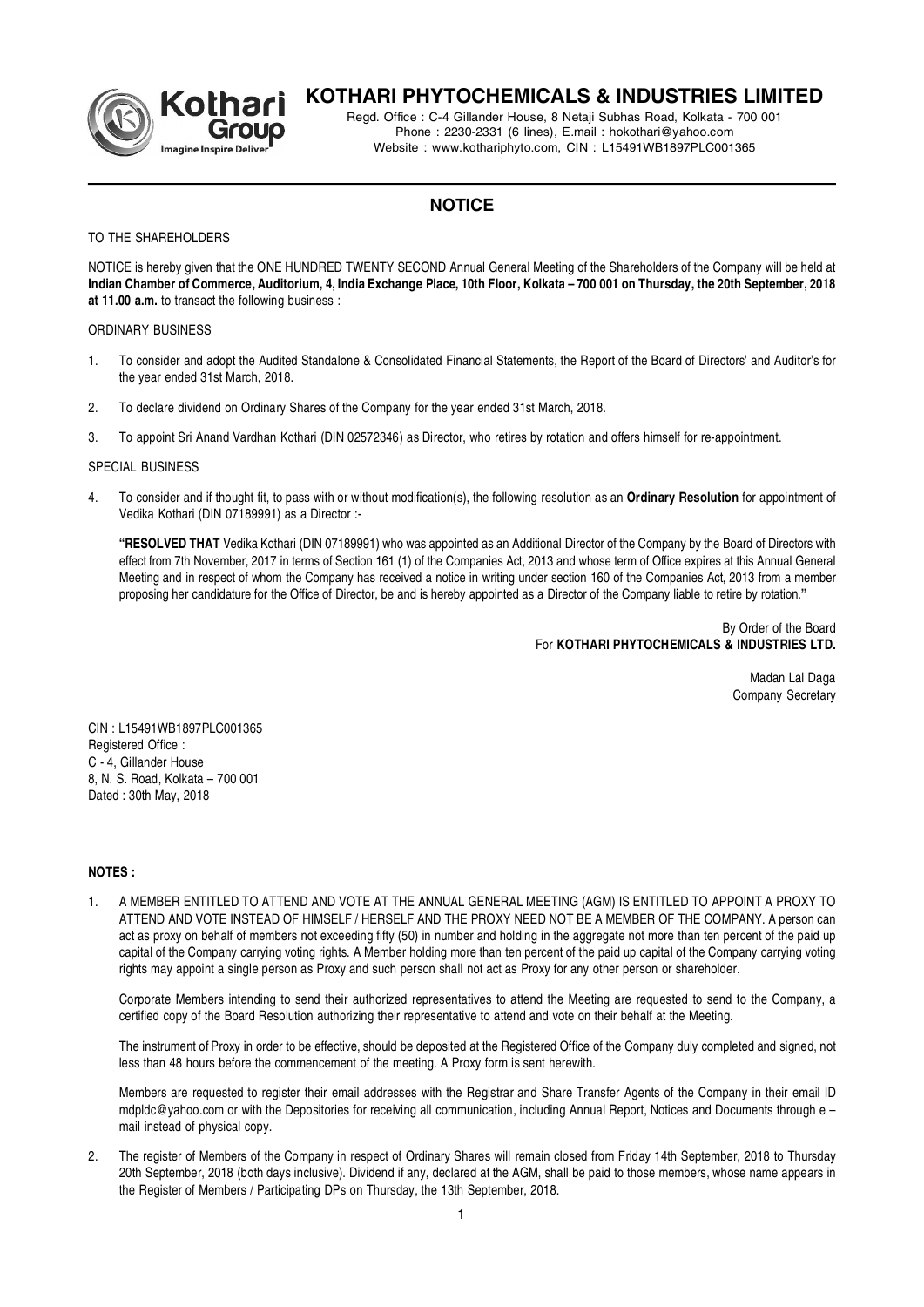# KOTHARI PHYTOCHEMICALS & INDUSTRIES LIMITED

Regd. Office : C-4 Gillander House, 8 Netaji Subhas Road, Kolkata - 700 001
Phone : 2230-2331 (6 lines), E.mail : hokothari@yahoo.com
Website : www.kothariphyto.com, CIN : L15491WB1897PLC001365

## NOTICE

TO THE SHAREHOLDERS

NOTICE is hereby given that the ONE HUNDRED TWENTY SECOND Annual General Meeting of the Shareholders of the Company will be held at **Indian Chamber of Commerce, Auditorium, 4, India Exchange Place, 10th Floor, Kolkata – 700 001 on Thursday, the 20th September, 2018 at 11.00 a.m.** to transact the following business :

ORDINARY BUSINESS

1. To consider and adopt the Audited Standalone & Consolidated Financial Statements, the Report of the Board of Directors' and Auditor's for the year ended 31st March, 2018.

2. To declare dividend on Ordinary Shares of the Company for the year ended 31st March, 2018.

3. To appoint Sri Anand Vardhan Kothari (DIN 02572346) as Director, who retires by rotation and offers himself for re-appointment.

SPECIAL BUSINESS

4. To consider and if thought fit, to pass with or without modification(s), the following resolution as an **Ordinary Resolution** for appointment of Vedika Kothari (DIN 07189991) as a Director :-

   **"RESOLVED THAT** Vedika Kothari (DIN 07189991) who was appointed as an Additional Director of the Company by the Board of Directors with effect from 7th November, 2017 in terms of Section 161 (1) of the Companies Act, 2013 and whose term of Office expires at this Annual General Meeting and in respect of whom the Company has received a notice in writing under section 160 of the Companies Act, 2013 from a member proposing her candidature for the Office of Director, be and is hereby appointed as a Director of the Company liable to retire by rotation."

By Order of the Board
For **KOTHARI PHYTOCHEMICALS & INDUSTRIES LTD.**

Madan Lal Daga
Company Secretary

CIN : L15491WB1897PLC001365
Registered Office :
C - 4, Gillander House
8, N. S. Road, Kolkata – 700 001
Dated : 30th May, 2018

**NOTES :**

1. A MEMBER ENTITLED TO ATTEND AND VOTE AT THE ANNUAL GENERAL MEETING (AGM) IS ENTITLED TO APPOINT A PROXY TO ATTEND AND VOTE INSTEAD OF HIMSELF / HERSELF AND THE PROXY NEED NOT BE A MEMBER OF THE COMPANY. A person can act as proxy on behalf of members not exceeding fifty (50) in number and holding in the aggregate not more than ten percent of the paid up capital of the Company carrying voting rights. A Member holding more than ten percent of the paid up capital of the Company carrying voting rights may appoint a single person as Proxy and such person shall not act as Proxy for any other person or shareholder.

   Corporate Members intending to send their authorized representatives to attend the Meeting are requested to send to the Company, a certified copy of the Board Resolution authorizing their representative to attend and vote on their behalf at the Meeting.

   The instrument of Proxy in order to be effective, should be deposited at the Registered Office of the Company duly completed and signed, not less than 48 hours before the commencement of the meeting. A Proxy form is sent herewith.

   Members are requested to register their email addresses with the Registrar and Share Transfer Agents of the Company in their email ID mdpldc@yahoo.com or with the Depositories for receiving all communication, including Annual Report, Notices and Documents through e – mail instead of physical copy.

2. The register of Members of the Company in respect of Ordinary Shares will remain closed from Friday 14th September, 2018 to Thursday 20th September, 2018 (both days inclusive). Dividend if any, declared at the AGM, shall be paid to those members, whose name appears in the Register of Members / Participating DPs on Thursday, the 13th September, 2018.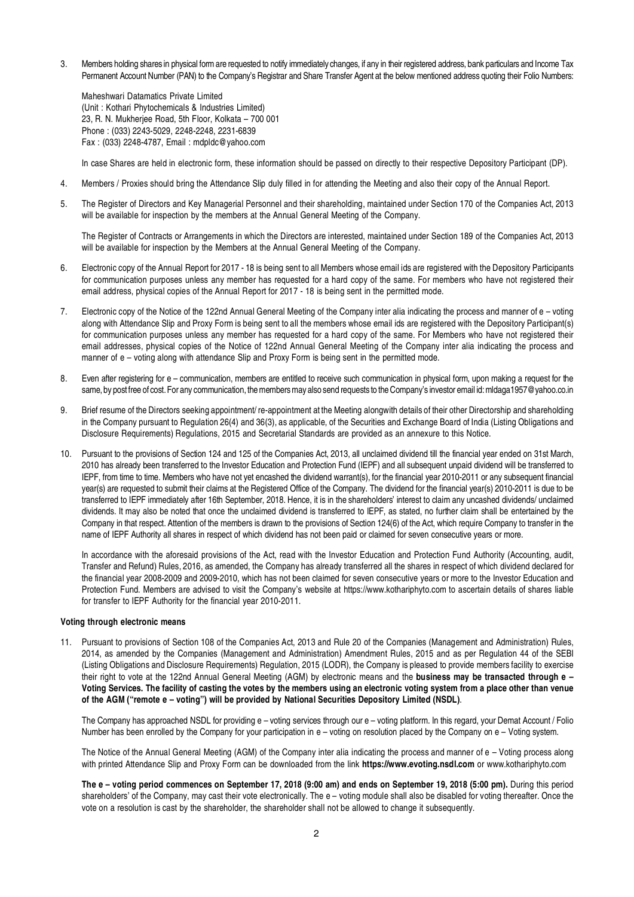3. Members holding shares in physical form are requested to notify immediately changes, if any in their registered address, bank particulars and Income Tax Permanent Account Number (PAN) to the Company's Registrar and Share Transfer Agent at the below mentioned address quoting their Folio Numbers:

   Maheshwari Datamatics Private Limited
   (Unit : Kothari Phytochemicals & Industries Limited)
   23, R. N. Mukherjee Road, 5th Floor, Kolkata – 700 001
   Phone : (033) 2243-5029, 2248-2248, 2231-6839
   Fax : (033) 2248-4787, Email : mdpldc@yahoo.com

   In case Shares are held in electronic form, these information should be passed on directly to their respective Depository Participant (DP).

4. Members / Proxies should bring the Attendance Slip duly filled in for attending the Meeting and also their copy of the Annual Report.

5. The Register of Directors and Key Managerial Personnel and their shareholding, maintained under Section 170 of the Companies Act, 2013 will be available for inspection by the members at the Annual General Meeting of the Company.

   The Register of Contracts or Arrangements in which the Directors are interested, maintained under Section 189 of the Companies Act, 2013 will be available for inspection by the Members at the Annual General Meeting of the Company.

6. Electronic copy of the Annual Report for 2017 - 18 is being sent to all Members whose email ids are registered with the Depository Participants for communication purposes unless any member has requested for a hard copy of the same. For members who have not registered their email address, physical copies of the Annual Report for 2017 - 18 is being sent in the permitted mode.

7. Electronic copy of the Notice of the 122nd Annual General Meeting of the Company inter alia indicating the process and manner of e – voting along with Attendance Slip and Proxy Form is being sent to all the members whose email ids are registered with the Depository Participant(s) for communication purposes unless any member has requested for a hard copy of the same. For Members who have not registered their email addresses, physical copies of the Notice of 122nd Annual General Meeting of the Company inter alia indicating the process and manner of e – voting along with attendance Slip and Proxy Form is being sent in the permitted mode.

8. Even after registering for e – communication, members are entitled to receive such communication in physical form, upon making a request for the same, by post free of cost. For any communication, the members may also send requests to the Company's investor email id: mldaga1957@yahoo.co.in

9. Brief resume of the Directors seeking appointment/ re-appointment at the Meeting alongwith details of their other Directorship and shareholding in the Company pursuant to Regulation 26(4) and 36(3), as applicable, of the Securities and Exchange Board of India (Listing Obligations and Disclosure Requirements) Regulations, 2015 and Secretarial Standards are provided as an annexure to this Notice.

10. Pursuant to the provisions of Section 124 and 125 of the Companies Act, 2013, all unclaimed dividend till the financial year ended on 31st March, 2010 has already been transferred to the Investor Education and Protection Fund (IEPF) and all subsequent unpaid dividend will be transferred to IEPF, from time to time. Members who have not yet encashed the dividend warrant(s), for the financial year 2010-2011 or any subsequent financial year(s) are requested to submit their claims at the Registered Office of the Company. The dividend for the financial year(s) 2010-2011 is due to be transferred to IEPF immediately after 16th September, 2018. Hence, it is in the shareholders' interest to claim any uncashed dividends/ unclaimed dividends. It may also be noted that once the unclaimed dividend is transferred to IEPF, as stated, no further claim shall be entertained by the Company in that respect. Attention of the members is drawn to the provisions of Section 124(6) of the Act, which require Company to transfer in the name of IEPF Authority all shares in respect of which dividend has not been paid or claimed for seven consecutive years or more.

    In accordance with the aforesaid provisions of the Act, read with the Investor Education and Protection Fund Authority (Accounting, audit, Transfer and Refund) Rules, 2016, as amended, the Company has already transferred all the shares in respect of which dividend declared for the financial year 2008-2009 and 2009-2010, which has not been claimed for seven consecutive years or more to the Investor Education and Protection Fund. Members are advised to visit the Company's website at https://www.kothariphyto.com to ascertain details of shares liable for transfer to IEPF Authority for the financial year 2010-2011.

**Voting through electronic means**

11. Pursuant to provisions of Section 108 of the Companies Act, 2013 and Rule 20 of the Companies (Management and Administration) Rules, 2014, as amended by the Companies (Management and Administration) Amendment Rules, 2015 and as per Regulation 44 of the SEBI (Listing Obligations and Disclosure Requirements) Regulation, 2015 (LODR), the Company is pleased to provide members facility to exercise their right to vote at the 122nd Annual General Meeting (AGM) by electronic means and the **business may be transacted through e – Voting Services. The facility of casting the votes by the members using an electronic voting system from a place other than venue of the AGM ("remote e – voting") will be provided by National Securities Depository Limited (NSDL)**.

    The Company has approached NSDL for providing e – voting services through our e – voting platform. In this regard, your Demat Account / Folio Number has been enrolled by the Company for your participation in e – voting on resolution placed by the Company on e – Voting system.

    The Notice of the Annual General Meeting (AGM) of the Company inter alia indicating the process and manner of e – Voting process along with printed Attendance Slip and Proxy Form can be downloaded from the link **https://www.evoting.nsdl.com** or www.kothariphyto.com

    **The e – voting period commences on September 17, 2018 (9:00 am) and ends on September 19, 2018 (5:00 pm).** During this period shareholders' of the Company, may cast their vote electronically. The e – voting module shall also be disabled for voting thereafter. Once the vote on a resolution is cast by the shareholder, the shareholder shall not be allowed to change it subsequently.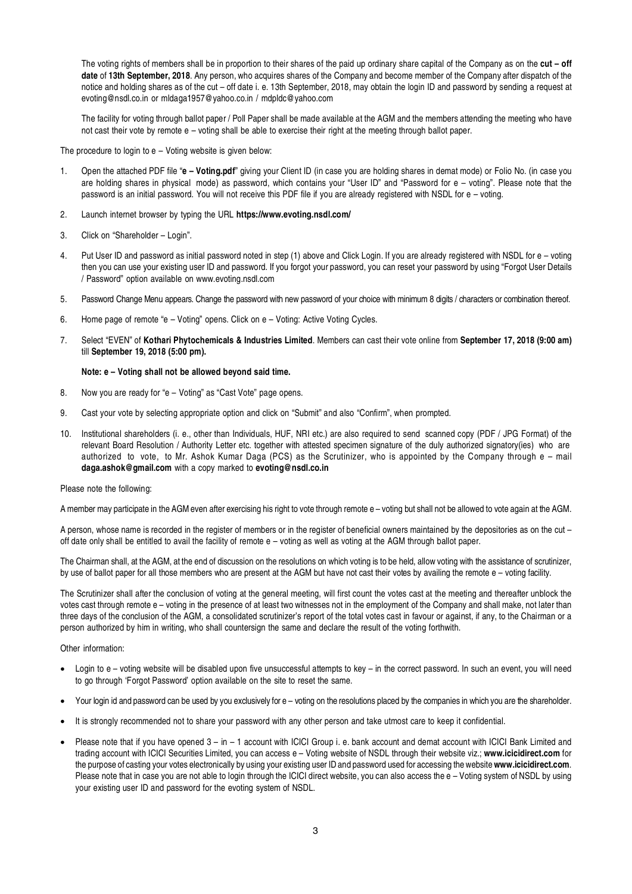The voting rights of members shall be in proportion to their shares of the paid up ordinary share capital of the Company as on the **cut – off date** of **13th September, 2018**. Any person, who acquires shares of the Company and become member of the Company after dispatch of the notice and holding shares as of the cut – off date i. e. 13th September, 2018, may obtain the login ID and password by sending a request at evoting@nsdl.co.in or mldaga1957@yahoo.co.in / mdpldc@yahoo.com

The facility for voting through ballot paper / Poll Paper shall be made available at the AGM and the members attending the meeting who have not cast their vote by remote e – voting shall be able to exercise their right at the meeting through ballot paper.

The procedure to login to e – Voting website is given below:

1. Open the attached PDF file "**e – Voting.pdf**" giving your Client ID (in case you are holding shares in demat mode) or Folio No. (in case you are holding shares in physical mode) as password, which contains your "User ID" and "Password for e – voting". Please note that the password is an initial password. You will not receive this PDF file if you are already registered with NSDL for e – voting.
2. Launch internet browser by typing the URL **https://www.evoting.nsdl.com/**
3. Click on "Shareholder – Login".
4. Put User ID and password as initial password noted in step (1) above and Click Login. If you are already registered with NSDL for e – voting then you can use your existing user ID and password. If you forgot your password, you can reset your password by using "Forgot User Details / Password" option available on www.evoting.nsdl.com
5. Password Change Menu appears. Change the password with new password of your choice with minimum 8 digits / characters or combination thereof.
6. Home page of remote "e – Voting" opens. Click on e – Voting: Active Voting Cycles.
7. Select "EVEN" of **Kothari Phytochemicals & Industries Limited**. Members can cast their vote online from **September 17, 2018 (9:00 am)** till **September 19, 2018 (5:00 pm).**

   **Note: e – Voting shall not be allowed beyond said time.**
8. Now you are ready for "e – Voting" as "Cast Vote" page opens.
9. Cast your vote by selecting appropriate option and click on "Submit" and also "Confirm", when prompted.
10. Institutional shareholders (i. e., other than Individuals, HUF, NRI etc.) are also required to send scanned copy (PDF / JPG Format) of the relevant Board Resolution / Authority Letter etc. together with attested specimen signature of the duly authorized signatory(ies) who are authorized to vote, to Mr. Ashok Kumar Daga (PCS) as the Scrutinizer, who is appointed by the Company through e – mail **daga.ashok@gmail.com** with a copy marked to **evoting@nsdl.co.in**

Please note the following:

A member may participate in the AGM even after exercising his right to vote through remote e – voting but shall not be allowed to vote again at the AGM.

A person, whose name is recorded in the register of members or in the register of beneficial owners maintained by the depositories as on the cut – off date only shall be entitled to avail the facility of remote e – voting as well as voting at the AGM through ballot paper.

The Chairman shall, at the AGM, at the end of discussion on the resolutions on which voting is to be held, allow voting with the assistance of scrutinizer, by use of ballot paper for all those members who are present at the AGM but have not cast their votes by availing the remote e – voting facility.

The Scrutinizer shall after the conclusion of voting at the general meeting, will first count the votes cast at the meeting and thereafter unblock the votes cast through remote e – voting in the presence of at least two witnesses not in the employment of the Company and shall make, not later than three days of the conclusion of the AGM, a consolidated scrutinizer's report of the total votes cast in favour or against, if any, to the Chairman or a person authorized by him in writing, who shall countersign the same and declare the result of the voting forthwith.

Other information:

- Login to e – voting website will be disabled upon five unsuccessful attempts to key – in the correct password. In such an event, you will need to go through 'Forgot Password' option available on the site to reset the same.
- Your login id and password can be used by you exclusively for e – voting on the resolutions placed by the companies in which you are the shareholder.
- It is strongly recommended not to share your password with any other person and take utmost care to keep it confidential.
- Please note that if you have opened 3 – in – 1 account with ICICI Group i. e. bank account and demat account with ICICI Bank Limited and trading account with ICICI Securities Limited, you can access e – Voting website of NSDL through their website viz.; **www.icicidirect.com** for the purpose of casting your votes electronically by using your existing user ID and password used for accessing the website **www.icicidirect.com**. Please note that in case you are not able to login through the ICICI direct website, you can also access the e – Voting system of NSDL by using your existing user ID and password for the evoting system of NSDL.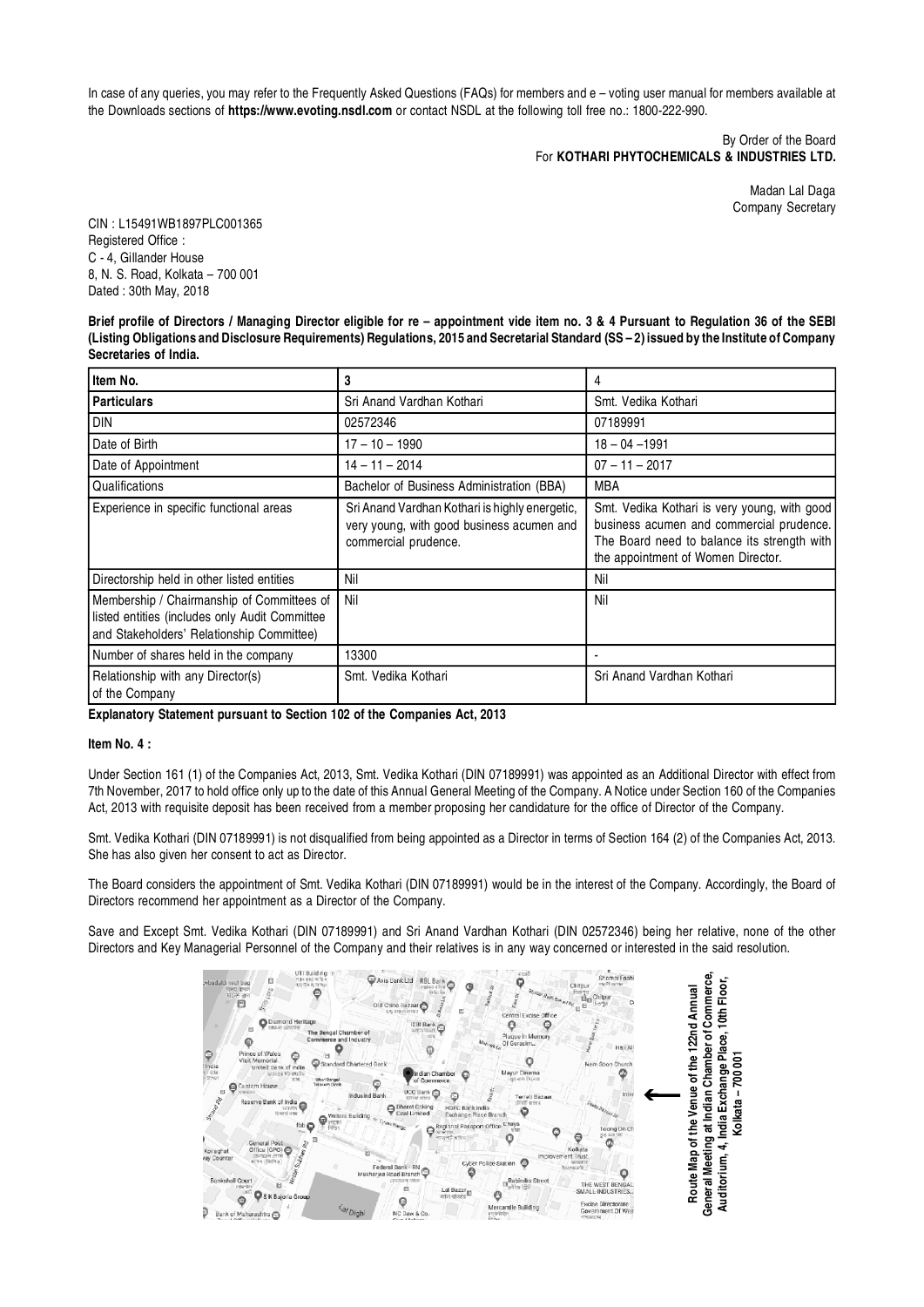In case of any queries, you may refer to the Frequently Asked Questions (FAQs) for members and e – voting user manual for members available at the Downloads sections of **https://www.evoting.nsdl.com** or contact NSDL at the following toll free no.: 1800-222-990.

By Order of the Board
For **KOTHARI PHYTOCHEMICALS & INDUSTRIES LTD.**

Madan Lal Daga
Company Secretary

CIN : L15491WB1897PLC001365
Registered Office :
C - 4, Gillander House
8, N. S. Road, Kolkata – 700 001
Dated : 30th May, 2018

**Brief profile of Directors / Managing Director eligible for re – appointment vide item no. 3 & 4 Pursuant to Regulation 36 of the SEBI (Listing Obligations and Disclosure Requirements) Regulations, 2015 and Secretarial Standard (SS – 2) issued by the Institute of Company Secretaries of India.**

| Item No. | 3 | 4 |
|---|---|---|
| **Particulars** | Sri Anand Vardhan Kothari | Smt. Vedika Kothari |
| DIN | 02572346 | 07189991 |
| Date of Birth | 17 – 10 – 1990 | 18 – 04 –1991 |
| Date of Appointment | 14 – 11 – 2014 | 07 – 11 – 2017 |
| Qualifications | Bachelor of Business Administration (BBA) | MBA |
| Experience in specific functional areas | Sri Anand Vardhan Kothari is highly energetic, very young, with good business acumen and commercial prudence. | Smt. Vedika Kothari is very young, with good business acumen and commercial prudence. The Board need to balance its strength with the appointment of Women Director. |
| Directorship held in other listed entities | Nil | Nil |
| Membership / Chairmanship of Committees of listed entities (includes only Audit Committee and Stakeholders' Relationship Committee) | Nil | Nil |
| Number of shares held in the company | 13300 | - |
| Relationship with any Director(s) of the Company | Smt. Vedika Kothari | Sri Anand Vardhan Kothari |

**Explanatory Statement pursuant to Section 102 of the Companies Act, 2013**

**Item No. 4 :**

Under Section 161 (1) of the Companies Act, 2013, Smt. Vedika Kothari (DIN 07189991) was appointed as an Additional Director with effect from 7th November, 2017 to hold office only up to the date of this Annual General Meeting of the Company. A Notice under Section 160 of the Companies Act, 2013 with requisite deposit has been received from a member proposing her candidature for the office of Director of the Company.

Smt. Vedika Kothari (DIN 07189991) is not disqualified from being appointed as a Director in terms of Section 164 (2) of the Companies Act, 2013. She has also given her consent to act as Director.

The Board considers the appointment of Smt. Vedika Kothari (DIN 07189991) would be in the interest of the Company. Accordingly, the Board of Directors recommend her appointment as a Director of the Company.

Save and Except Smt. Vedika Kothari (DIN 07189991) and Sri Anand Vardhan Kothari (DIN 02572346) being her relative, none of the other Directors and Key Managerial Personnel of the Company and their relatives is in any way concerned or interested in the said resolution.

**Route Map of the Venue of the 122nd Annual General Meeting at Indian Chamber of Commerce, Auditorium, 4, India Exchange Place, 10th Floor, Kolkata – 700 001**